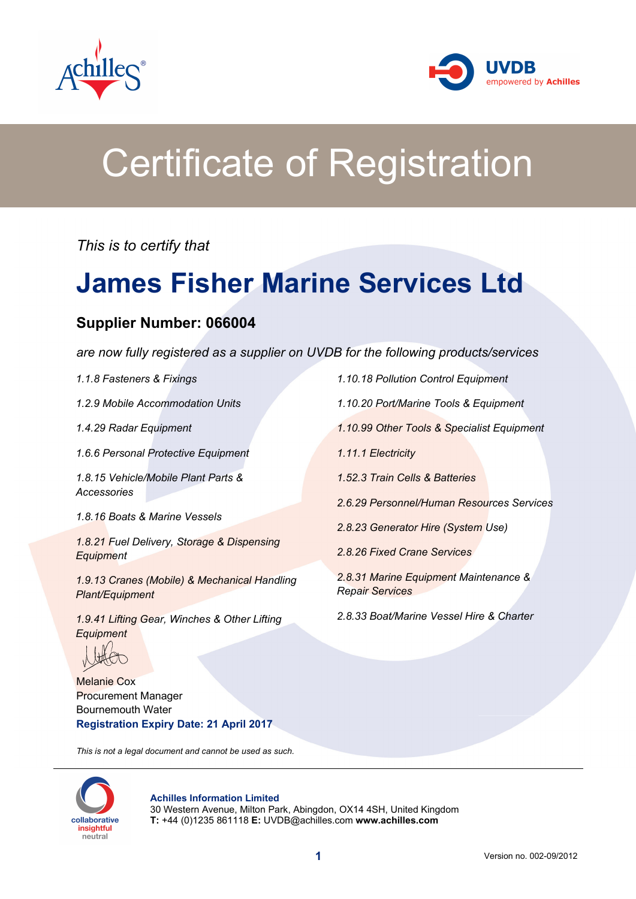# Certificate of Registration

*This is to certify that*

## James Fisher Marine Services Ltd

### Supplier Number: 066004

*are now fully registered as a supplier on UVDB for the following products/services*

- *1.1.8 Fasteners & Fixings*
- *1.2.9 Mobile Accommodation Units*
- *1.4.29 Radar Equipment*
- *1.6.6 Personal Protective Equipment*
- *1.8.15 Vehicle/Mobile Plant Parts & Accessories*
- *1.8.16 Boats & Marine Vessels*
- *1.8.21 Fuel Delivery, Storage & Dispensing Equipment*
- *1.9.13 Cranes (Mobile) & Mechanical Handling Plant/Equipment*
- *1.9.41 Lifting Gear, Winches & Other Lifting Equipment*
- *1.10.18 Pollution Control Equipment*
- *1.10.20 Port/Marine Tools & Equipment*
- *1.10.99 Other Tools & Specialist Equipment*
- *1.11.1 Electricity*
- *1.52.3 Train Cells & Batteries*
- *2.6.29 Personnel/Human Resources Services*
- *2.8.23 Generator Hire (System Use)*
- *2.8.26 Fixed Crane Services*
- *2.8.31 Marine Equipment Maintenance & Repair Services*
- *2.8.33 Boat/Marine Vessel Hire & Charter*

Melanie Cox
Procurement Manager
Bournemouth Water

**Registration Expiry Date: 21 April 2017**

*This is not a legal document and cannot be used as such.*

collaborative
insightful
neutral

**Achilles Information Limited**
30 Western Avenue, Milton Park, Abingdon, OX14 4SH, United Kingdom
**T:** +44 (0)1235 861118 **E:** UVDB@achilles.com **www.achilles.com**

Version no. 002-09/2012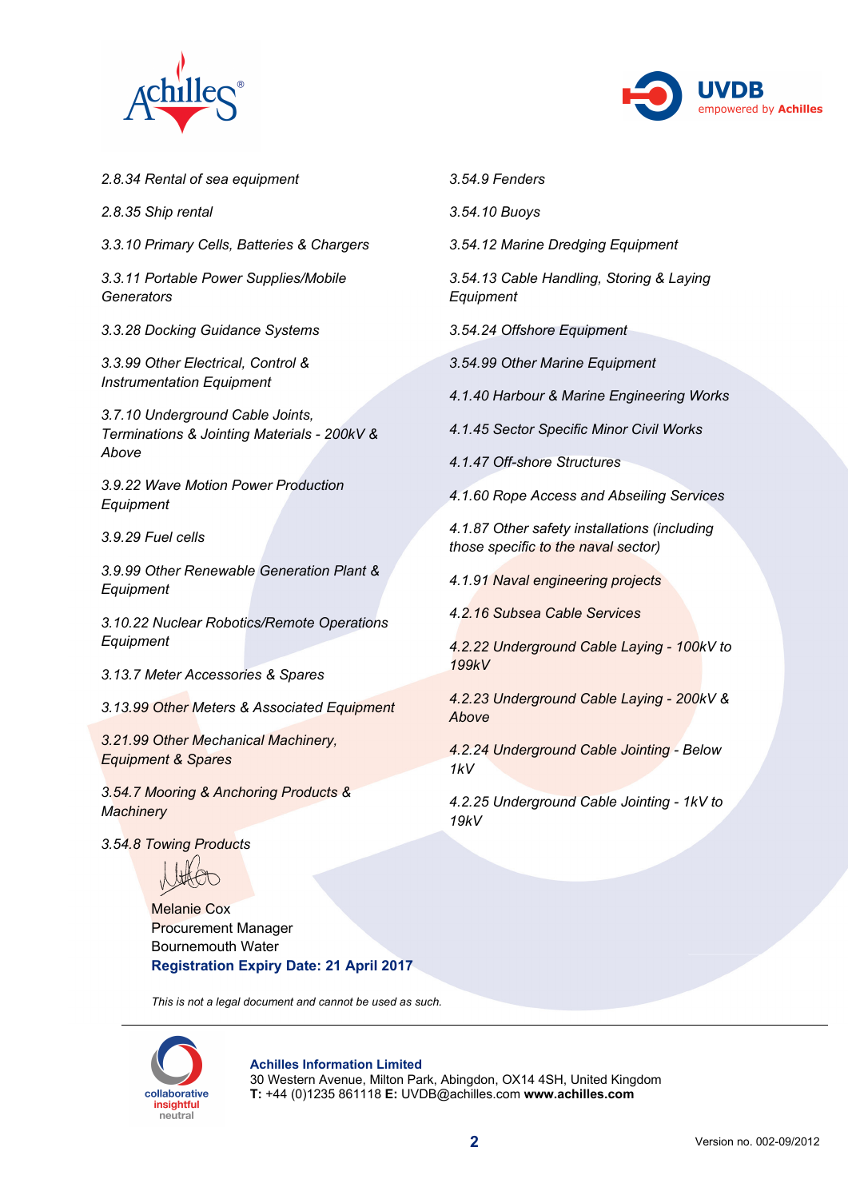*2.8.34 Rental of sea equipment*

*2.8.35 Ship rental*

*3.3.10 Primary Cells, Batteries & Chargers*

*3.3.11 Portable Power Supplies/Mobile Generators*

*3.3.28 Docking Guidance Systems*

*3.3.99 Other Electrical, Control & Instrumentation Equipment*

*3.7.10 Underground Cable Joints, Terminations & Jointing Materials - 200kV & Above*

*3.9.22 Wave Motion Power Production Equipment*

*3.9.29 Fuel cells*

*3.9.99 Other Renewable Generation Plant & Equipment*

*3.10.22 Nuclear Robotics/Remote Operations Equipment*

*3.13.7 Meter Accessories & Spares*

*3.13.99 Other Meters & Associated Equipment*

*3.21.99 Other Mechanical Machinery, Equipment & Spares*

*3.54.7 Mooring & Anchoring Products & Machinery*

*3.54.8 Towing Products*

*3.54.9 Fenders*

*3.54.10 Buoys*

*3.54.12 Marine Dredging Equipment*

*3.54.13 Cable Handling, Storing & Laying Equipment*

*3.54.24 Offshore Equipment*

*3.54.99 Other Marine Equipment*

*4.1.40 Harbour & Marine Engineering Works*

*4.1.45 Sector Specific Minor Civil Works*

*4.1.47 Off-shore Structures*

*4.1.60 Rope Access and Abseiling Services*

*4.1.87 Other safety installations (including those specific to the naval sector)*

*4.1.91 Naval engineering projects*

*4.2.16 Subsea Cable Services*

*4.2.22 Underground Cable Laying - 100kV to 199kV*

*4.2.23 Underground Cable Laying - 200kV & Above*

*4.2.24 Underground Cable Jointing - Below 1kV*

*4.2.25 Underground Cable Jointing - 1kV to 19kV*

Melanie Cox
Procurement Manager
Bournemouth Water

**Registration Expiry Date: 21 April 2017**

*This is not a legal document and cannot be used as such.*

**Achilles Information Limited**
30 Western Avenue, Milton Park, Abingdon, OX14 4SH, United Kingdom
**T:** +44 (0)1235 861118 **E:** UVDB@achilles.com **www.achilles.com**

Version no. 002-09/2012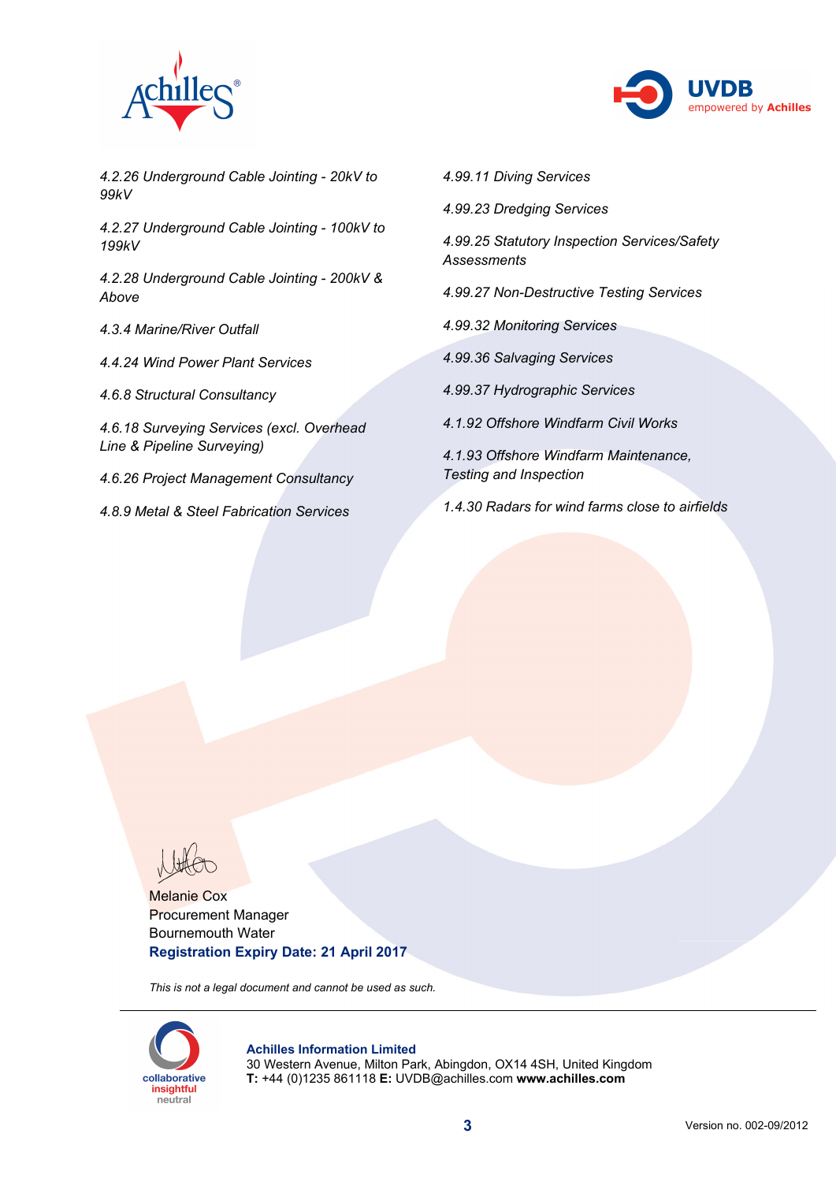*4.2.26 Underground Cable Jointing - 20kV to 99kV*

*4.2.27 Underground Cable Jointing - 100kV to 199kV*

*4.2.28 Underground Cable Jointing - 200kV & Above*

*4.3.4 Marine/River Outfall*

*4.4.24 Wind Power Plant Services*

*4.6.8 Structural Consultancy*

*4.6.18 Surveying Services (excl. Overhead Line & Pipeline Surveying)*

*4.6.26 Project Management Consultancy*

*4.8.9 Metal & Steel Fabrication Services*

*4.99.11 Diving Services*

*4.99.23 Dredging Services*

*4.99.25 Statutory Inspection Services/Safety Assessments*

*4.99.27 Non-Destructive Testing Services*

*4.99.32 Monitoring Services*

*4.99.36 Salvaging Services*

*4.99.37 Hydrographic Services*

*4.1.92 Offshore Windfarm Civil Works*

*4.1.93 Offshore Windfarm Maintenance, Testing and Inspection*

*1.4.30 Radars for wind farms close to airfields*

Melanie Cox
Procurement Manager
Bournemouth Water
**Registration Expiry Date: 21 April 2017**

*This is not a legal document and cannot be used as such.*

collaborative
insightful
neutral

**Achilles Information Limited**
30 Western Avenue, Milton Park, Abingdon, OX14 4SH, United Kingdom
**T:** +44 (0)1235 861118 **E:** UVDB@achilles.com **www.achilles.com**

Version no. 002-09/2012